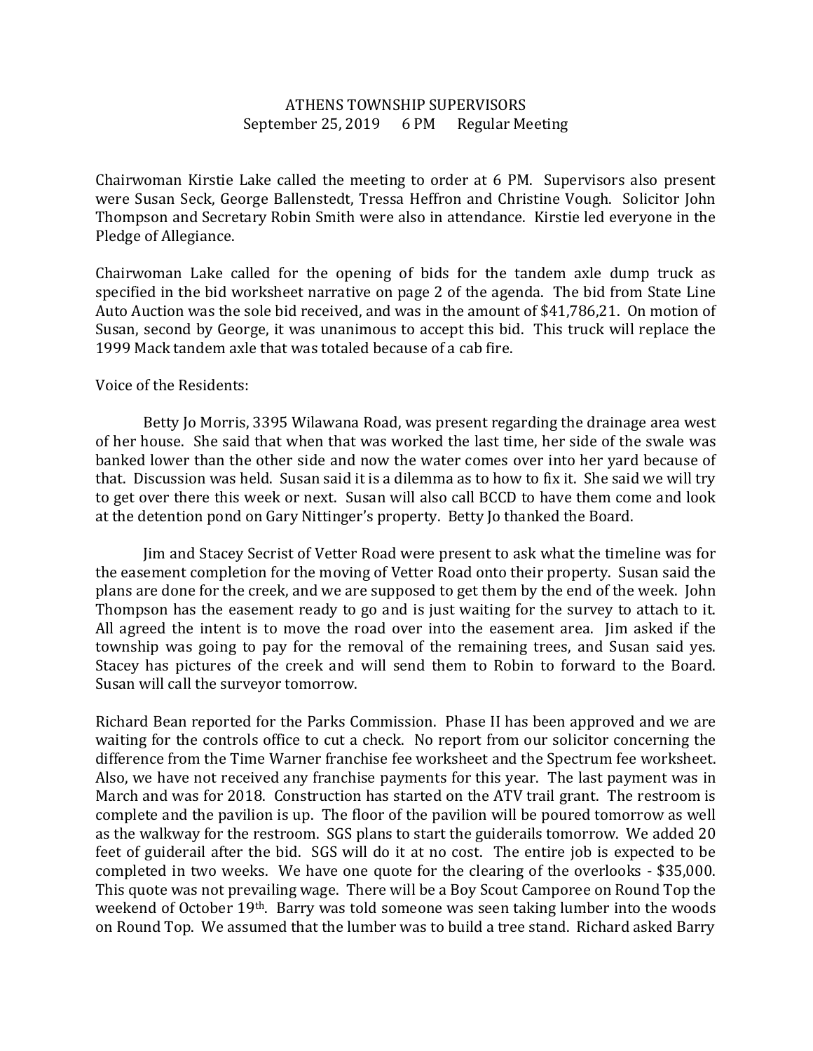# ATHENS TOWNSHIP SUPERVISORS
September 25, 2019 6 PM Regular Meeting

Chairwoman Kirstie Lake called the meeting to order at 6 PM. Supervisors also present were Susan Seck, George Ballenstedt, Tressa Heffron and Christine Vough. Solicitor John Thompson and Secretary Robin Smith were also in attendance. Kirstie led everyone in the Pledge of Allegiance.

Chairwoman Lake called for the opening of bids for the tandem axle dump truck as specified in the bid worksheet narrative on page 2 of the agenda. The bid from State Line Auto Auction was the sole bid received, and was in the amount of $41,786,21. On motion of Susan, second by George, it was unanimous to accept this bid. This truck will replace the 1999 Mack tandem axle that was totaled because of a cab fire.

Voice of the Residents:

Betty Jo Morris, 3395 Wilawana Road, was present regarding the drainage area west of her house. She said that when that was worked the last time, her side of the swale was banked lower than the other side and now the water comes over into her yard because of that. Discussion was held. Susan said it is a dilemma as to how to fix it. She said we will try to get over there this week or next. Susan will also call BCCD to have them come and look at the detention pond on Gary Nittinger's property. Betty Jo thanked the Board.

Jim and Stacey Secrist of Vetter Road were present to ask what the timeline was for the easement completion for the moving of Vetter Road onto their property. Susan said the plans are done for the creek, and we are supposed to get them by the end of the week. John Thompson has the easement ready to go and is just waiting for the survey to attach to it. All agreed the intent is to move the road over into the easement area. Jim asked if the township was going to pay for the removal of the remaining trees, and Susan said yes. Stacey has pictures of the creek and will send them to Robin to forward to the Board. Susan will call the surveyor tomorrow.

Richard Bean reported for the Parks Commission. Phase II has been approved and we are waiting for the controls office to cut a check. No report from our solicitor concerning the difference from the Time Warner franchise fee worksheet and the Spectrum fee worksheet. Also, we have not received any franchise payments for this year. The last payment was in March and was for 2018. Construction has started on the ATV trail grant. The restroom is complete and the pavilion is up. The floor of the pavilion will be poured tomorrow as well as the walkway for the restroom. SGS plans to start the guiderails tomorrow. We added 20 feet of guiderail after the bid. SGS will do it at no cost. The entire job is expected to be completed in two weeks. We have one quote for the clearing of the overlooks - $35,000. This quote was not prevailing wage. There will be a Boy Scout Camporee on Round Top the weekend of October 19th. Barry was told someone was seen taking lumber into the woods on Round Top. We assumed that the lumber was to build a tree stand. Richard asked Barry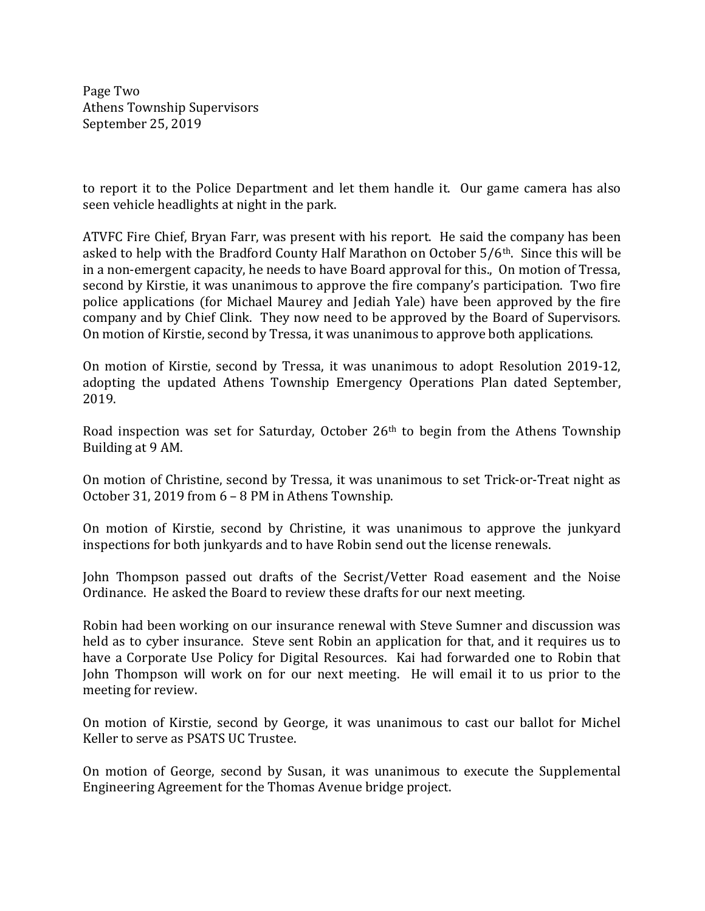to report it to the Police Department and let them handle it. Our game camera has also seen vehicle headlights at night in the park.

ATVFC Fire Chief, Bryan Farr, was present with his report. He said the company has been asked to help with the Bradford County Half Marathon on October 5/6th. Since this will be in a non-emergent capacity, he needs to have Board approval for this., On motion of Tressa, second by Kirstie, it was unanimous to approve the fire company's participation. Two fire police applications (for Michael Maurey and Jediah Yale) have been approved by the fire company and by Chief Clink. They now need to be approved by the Board of Supervisors. On motion of Kirstie, second by Tressa, it was unanimous to approve both applications.

On motion of Kirstie, second by Tressa, it was unanimous to adopt Resolution 2019-12, adopting the updated Athens Township Emergency Operations Plan dated September, 2019.

Road inspection was set for Saturday, October 26th to begin from the Athens Township Building at 9 AM.

On motion of Christine, second by Tressa, it was unanimous to set Trick-or-Treat night as October 31, 2019 from 6 – 8 PM in Athens Township.

On motion of Kirstie, second by Christine, it was unanimous to approve the junkyard inspections for both junkyards and to have Robin send out the license renewals.

John Thompson passed out drafts of the Secrist/Vetter Road easement and the Noise Ordinance. He asked the Board to review these drafts for our next meeting.

Robin had been working on our insurance renewal with Steve Sumner and discussion was held as to cyber insurance. Steve sent Robin an application for that, and it requires us to have a Corporate Use Policy for Digital Resources. Kai had forwarded one to Robin that John Thompson will work on for our next meeting. He will email it to us prior to the meeting for review.

On motion of Kirstie, second by George, it was unanimous to cast our ballot for Michel Keller to serve as PSATS UC Trustee.

On motion of George, second by Susan, it was unanimous to execute the Supplemental Engineering Agreement for the Thomas Avenue bridge project.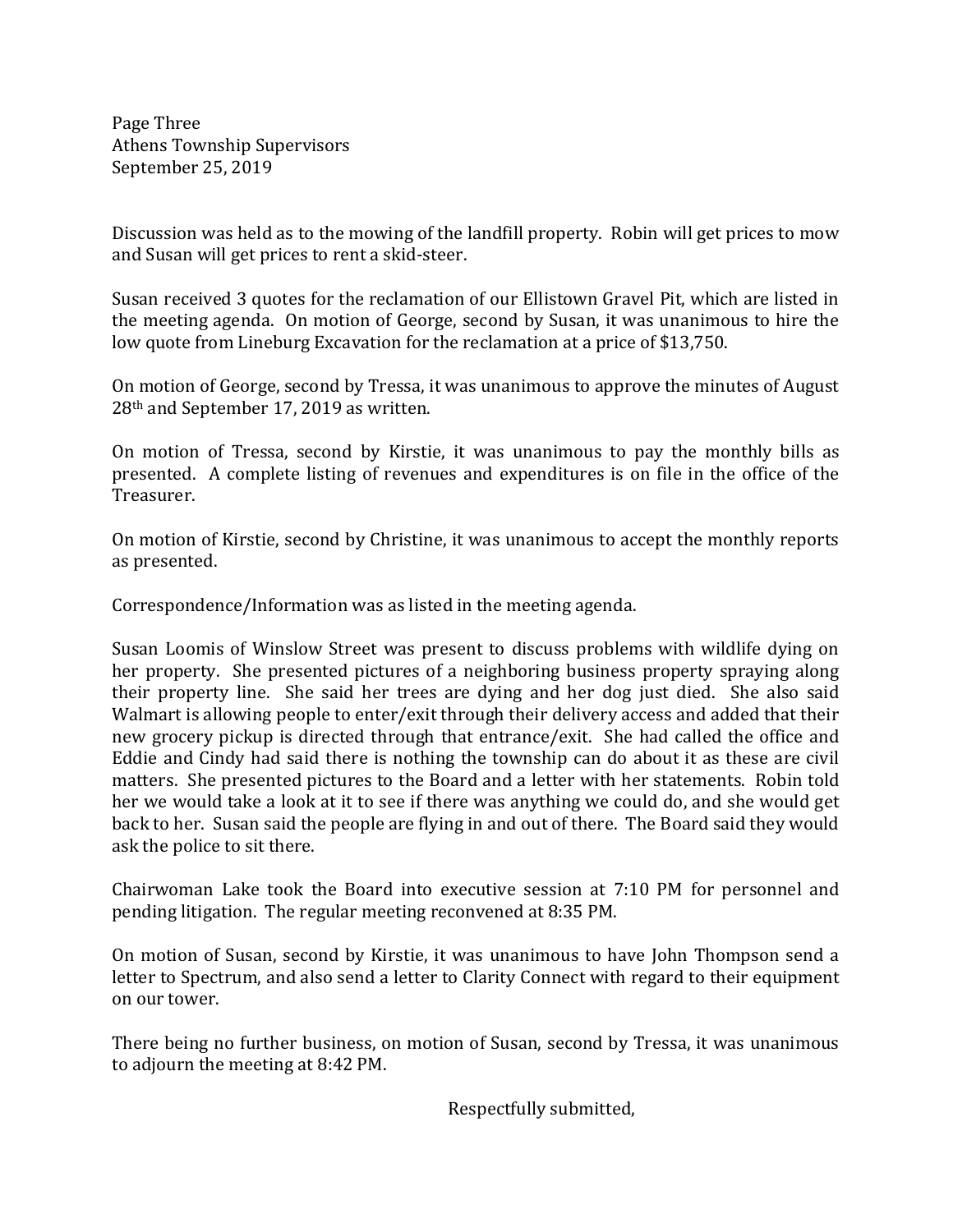Discussion was held as to the mowing of the landfill property. Robin will get prices to mow and Susan will get prices to rent a skid-steer.

Susan received 3 quotes for the reclamation of our Ellistown Gravel Pit, which are listed in the meeting agenda. On motion of George, second by Susan, it was unanimous to hire the low quote from Lineburg Excavation for the reclamation at a price of $13,750.

On motion of George, second by Tressa, it was unanimous to approve the minutes of August 28th and September 17, 2019 as written.

On motion of Tressa, second by Kirstie, it was unanimous to pay the monthly bills as presented. A complete listing of revenues and expenditures is on file in the office of the Treasurer.

On motion of Kirstie, second by Christine, it was unanimous to accept the monthly reports as presented.

Correspondence/Information was as listed in the meeting agenda.

Susan Loomis of Winslow Street was present to discuss problems with wildlife dying on her property. She presented pictures of a neighboring business property spraying along their property line. She said her trees are dying and her dog just died. She also said Walmart is allowing people to enter/exit through their delivery access and added that their new grocery pickup is directed through that entrance/exit. She had called the office and Eddie and Cindy had said there is nothing the township can do about it as these are civil matters. She presented pictures to the Board and a letter with her statements. Robin told her we would take a look at it to see if there was anything we could do, and she would get back to her. Susan said the people are flying in and out of there. The Board said they would ask the police to sit there.

Chairwoman Lake took the Board into executive session at 7:10 PM for personnel and pending litigation. The regular meeting reconvened at 8:35 PM.

On motion of Susan, second by Kirstie, it was unanimous to have John Thompson send a letter to Spectrum, and also send a letter to Clarity Connect with regard to their equipment on our tower.

There being no further business, on motion of Susan, second by Tressa, it was unanimous to adjourn the meeting at 8:42 PM.

Respectfully submitted,